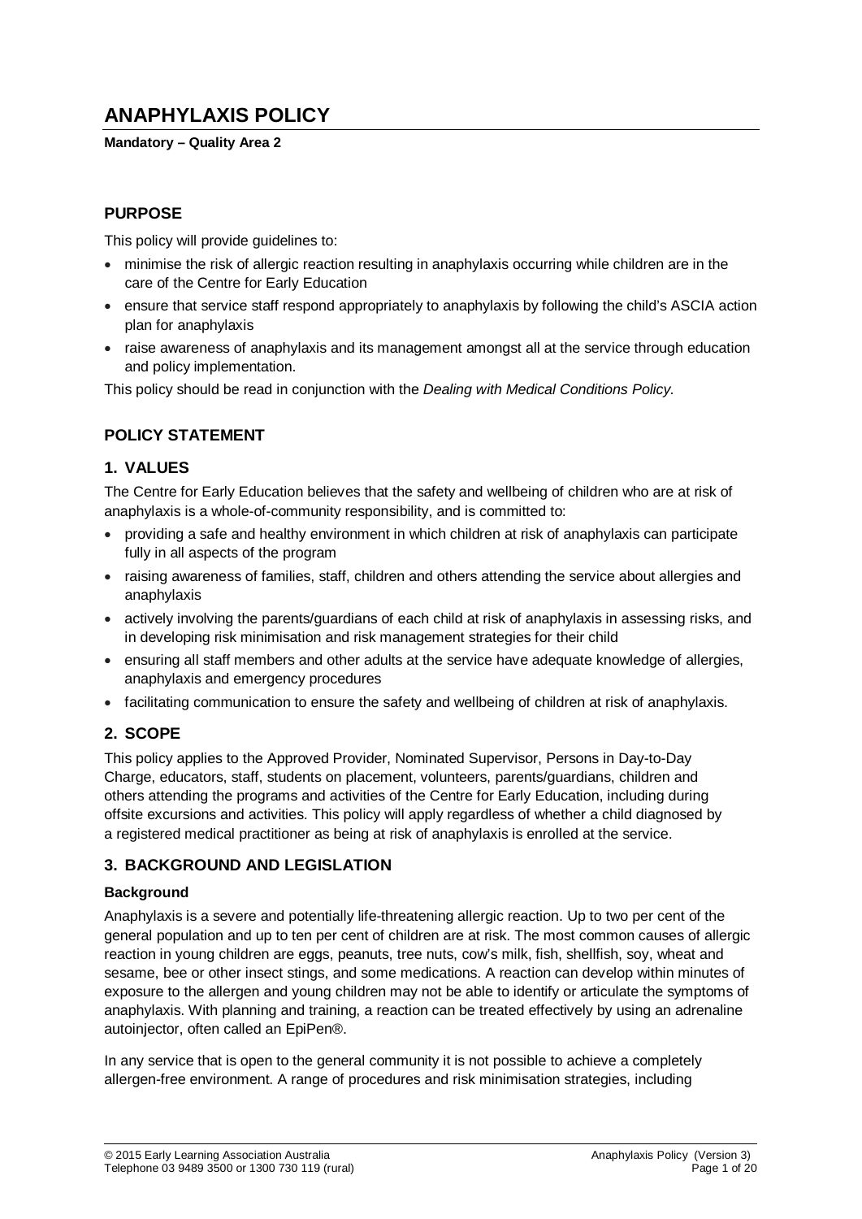# ANAPHYLAXIS POLICY

**Mandatory – Quality Area 2**

## PURPOSE

This policy will provide guidelines to:

- minimise the risk of allergic reaction resulting in anaphylaxis occurring while children are in the care of the Centre for Early Education
- ensure that service staff respond appropriately to anaphylaxis by following the child's ASCIA action plan for anaphylaxis
- raise awareness of anaphylaxis and its management amongst all at the service through education and policy implementation.

This policy should be read in conjunction with the *Dealing with Medical Conditions Policy*.

## POLICY STATEMENT

### 1. VALUES

The Centre for Early Education believes that the safety and wellbeing of children who are at risk of anaphylaxis is a whole-of-community responsibility, and is committed to:

- providing a safe and healthy environment in which children at risk of anaphylaxis can participate fully in all aspects of the program
- raising awareness of families, staff, children and others attending the service about allergies and anaphylaxis
- actively involving the parents/guardians of each child at risk of anaphylaxis in assessing risks, and in developing risk minimisation and risk management strategies for their child
- ensuring all staff members and other adults at the service have adequate knowledge of allergies, anaphylaxis and emergency procedures
- facilitating communication to ensure the safety and wellbeing of children at risk of anaphylaxis.

### 2. SCOPE

This policy applies to the Approved Provider, Nominated Supervisor, Persons in Day-to-Day Charge, educators, staff, students on placement, volunteers, parents/guardians, children and others attending the programs and activities of the Centre for Early Education, including during offsite excursions and activities. This policy will apply regardless of whether a child diagnosed by a registered medical practitioner as being at risk of anaphylaxis is enrolled at the service.

### 3. BACKGROUND AND LEGISLATION

**Background**

Anaphylaxis is a severe and potentially life-threatening allergic reaction. Up to two per cent of the general population and up to ten per cent of children are at risk. The most common causes of allergic reaction in young children are eggs, peanuts, tree nuts, cow's milk, fish, shellfish, soy, wheat and sesame, bee or other insect stings, and some medications. A reaction can develop within minutes of exposure to the allergen and young children may not be able to identify or articulate the symptoms of anaphylaxis. With planning and training, a reaction can be treated effectively by using an adrenaline autoinjector, often called an EpiPen®.

In any service that is open to the general community it is not possible to achieve a completely allergen-free environment. A range of procedures and risk minimisation strategies, including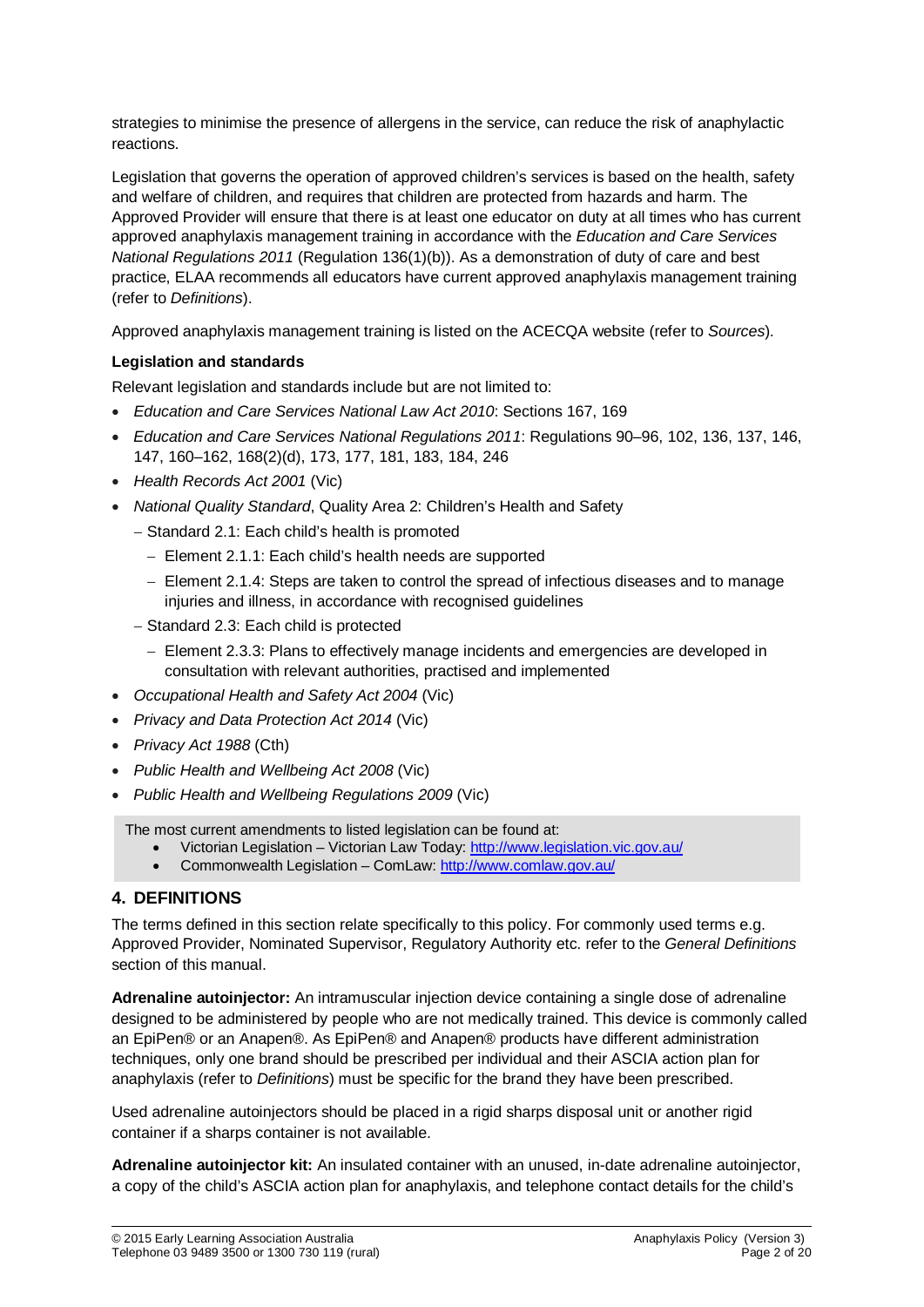strategies to minimise the presence of allergens in the service, can reduce the risk of anaphylactic reactions.

Legislation that governs the operation of approved children's services is based on the health, safety and welfare of children, and requires that children are protected from hazards and harm. The Approved Provider will ensure that there is at least one educator on duty at all times who has current approved anaphylaxis management training in accordance with the *Education and Care Services National Regulations 2011* (Regulation 136(1)(b)). As a demonstration of duty of care and best practice, ELAA recommends all educators have current approved anaphylaxis management training (refer to *Definitions*).

Approved anaphylaxis management training is listed on the ACECQA website (refer to *Sources*).

**Legislation and standards**

Relevant legislation and standards include but are not limited to:

- *Education and Care Services National Law Act 2010*: Sections 167, 169
- *Education and Care Services National Regulations 2011*: Regulations 90–96, 102, 136, 137, 146, 147, 160–162, 168(2)(d), 173, 177, 181, 183, 184, 246
- *Health Records Act 2001* (Vic)
- *National Quality Standard*, Quality Area 2: Children's Health and Safety
  - Standard 2.1: Each child's health is promoted
    - Element 2.1.1: Each child's health needs are supported
    - Element 2.1.4: Steps are taken to control the spread of infectious diseases and to manage injuries and illness, in accordance with recognised guidelines
  - Standard 2.3: Each child is protected
    - Element 2.3.3: Plans to effectively manage incidents and emergencies are developed in consultation with relevant authorities, practised and implemented
- *Occupational Health and Safety Act 2004* (Vic)
- *Privacy and Data Protection Act 2014* (Vic)
- *Privacy Act 1988* (Cth)
- *Public Health and Wellbeing Act 2008* (Vic)
- *Public Health and Wellbeing Regulations 2009* (Vic)

> The most current amendments to listed legislation can be found at:
> - Victorian Legislation – Victorian Law Today: http://www.legislation.vic.gov.au/
> - Commonwealth Legislation – ComLaw: http://www.comlaw.gov.au/

## 4. DEFINITIONS

The terms defined in this section relate specifically to this policy. For commonly used terms e.g. Approved Provider, Nominated Supervisor, Regulatory Authority etc. refer to the *General Definitions* section of this manual.

**Adrenaline autoinjector:** An intramuscular injection device containing a single dose of adrenaline designed to be administered by people who are not medically trained. This device is commonly called an EpiPen® or an Anapen®. As EpiPen® and Anapen® products have different administration techniques, only one brand should be prescribed per individual and their ASCIA action plan for anaphylaxis (refer to *Definitions*) must be specific for the brand they have been prescribed.

Used adrenaline autoinjectors should be placed in a rigid sharps disposal unit or another rigid container if a sharps container is not available.

**Adrenaline autoinjector kit:** An insulated container with an unused, in-date adrenaline autoinjector, a copy of the child's ASCIA action plan for anaphylaxis, and telephone contact details for the child's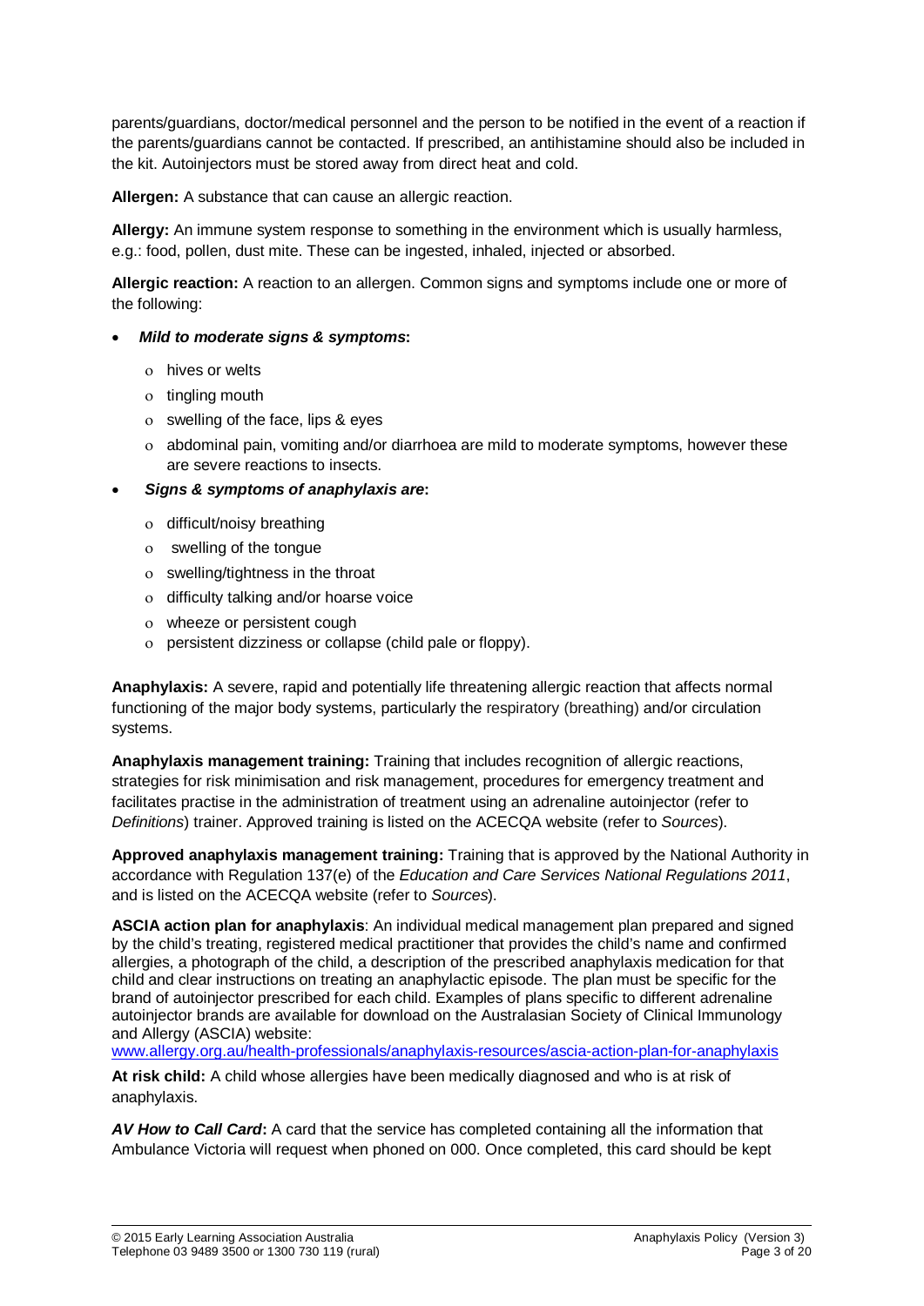parents/guardians, doctor/medical personnel and the person to be notified in the event of a reaction if the parents/guardians cannot be contacted. If prescribed, an antihistamine should also be included in the kit. Autoinjectors must be stored away from direct heat and cold.

**Allergen:** A substance that can cause an allergic reaction.

**Allergy:** An immune system response to something in the environment which is usually harmless, e.g.: food, pollen, dust mite. These can be ingested, inhaled, injected or absorbed.

**Allergic reaction:** A reaction to an allergen. Common signs and symptoms include one or more of the following:

- ***Mild to moderate signs & symptoms*:**
  - hives or welts
  - tingling mouth
  - swelling of the face, lips & eyes
  - abdominal pain, vomiting and/or diarrhoea are mild to moderate symptoms, however these are severe reactions to insects.
- ***Signs & symptoms of anaphylaxis are*:**
  - difficult/noisy breathing
  - swelling of the tongue
  - swelling/tightness in the throat
  - difficulty talking and/or hoarse voice
  - wheeze or persistent cough
  - persistent dizziness or collapse (child pale or floppy).

**Anaphylaxis:** A severe, rapid and potentially life threatening allergic reaction that affects normal functioning of the major body systems, particularly the respiratory (breathing) and/or circulation systems.

**Anaphylaxis management training:** Training that includes recognition of allergic reactions, strategies for risk minimisation and risk management, procedures for emergency treatment and facilitates practise in the administration of treatment using an adrenaline autoinjector (refer to *Definitions*) trainer. Approved training is listed on the ACECQA website (refer to *Sources*).

**Approved anaphylaxis management training:** Training that is approved by the National Authority in accordance with Regulation 137(e) of the *Education and Care Services National Regulations 2011*, and is listed on the ACECQA website (refer to *Sources*).

**ASCIA action plan for anaphylaxis**: An individual medical management plan prepared and signed by the child's treating, registered medical practitioner that provides the child's name and confirmed allergies, a photograph of the child, a description of the prescribed anaphylaxis medication for that child and clear instructions on treating an anaphylactic episode. The plan must be specific for the brand of autoinjector prescribed for each child. Examples of plans specific to different adrenaline autoinjector brands are available for download on the Australasian Society of Clinical Immunology and Allergy (ASCIA) website: www.allergy.org.au/health-professionals/anaphylaxis-resources/ascia-action-plan-for-anaphylaxis

**At risk child:** A child whose allergies have been medically diagnosed and who is at risk of anaphylaxis.

***AV How to Call Card*:** A card that the service has completed containing all the information that Ambulance Victoria will request when phoned on 000. Once completed, this card should be kept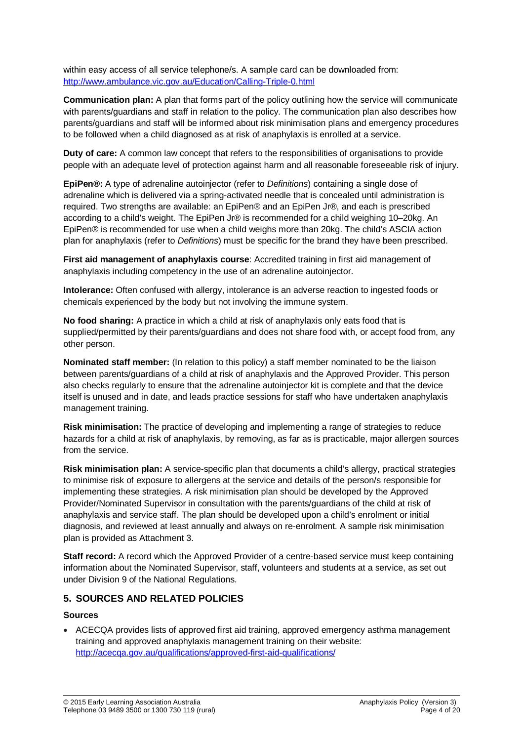within easy access of all service telephone/s. A sample card can be downloaded from: http://www.ambulance.vic.gov.au/Education/Calling-Triple-0.html

**Communication plan:** A plan that forms part of the policy outlining how the service will communicate with parents/guardians and staff in relation to the policy. The communication plan also describes how parents/guardians and staff will be informed about risk minimisation plans and emergency procedures to be followed when a child diagnosed as at risk of anaphylaxis is enrolled at a service.

**Duty of care:** A common law concept that refers to the responsibilities of organisations to provide people with an adequate level of protection against harm and all reasonable foreseeable risk of injury.

**EpiPen®:** A type of adrenaline autoinjector (refer to *Definitions*) containing a single dose of adrenaline which is delivered via a spring-activated needle that is concealed until administration is required. Two strengths are available: an EpiPen® and an EpiPen Jr®, and each is prescribed according to a child's weight. The EpiPen Jr® is recommended for a child weighing 10–20kg. An EpiPen® is recommended for use when a child weighs more than 20kg. The child's ASCIA action plan for anaphylaxis (refer to *Definitions*) must be specific for the brand they have been prescribed.

**First aid management of anaphylaxis course**: Accredited training in first aid management of anaphylaxis including competency in the use of an adrenaline autoinjector.

**Intolerance:** Often confused with allergy, intolerance is an adverse reaction to ingested foods or chemicals experienced by the body but not involving the immune system.

**No food sharing:** A practice in which a child at risk of anaphylaxis only eats food that is supplied/permitted by their parents/guardians and does not share food with, or accept food from, any other person.

**Nominated staff member:** (In relation to this policy) a staff member nominated to be the liaison between parents/guardians of a child at risk of anaphylaxis and the Approved Provider. This person also checks regularly to ensure that the adrenaline autoinjector kit is complete and that the device itself is unused and in date, and leads practice sessions for staff who have undertaken anaphylaxis management training.

**Risk minimisation:** The practice of developing and implementing a range of strategies to reduce hazards for a child at risk of anaphylaxis, by removing, as far as is practicable, major allergen sources from the service.

**Risk minimisation plan:** A service-specific plan that documents a child's allergy, practical strategies to minimise risk of exposure to allergens at the service and details of the person/s responsible for implementing these strategies. A risk minimisation plan should be developed by the Approved Provider/Nominated Supervisor in consultation with the parents/guardians of the child at risk of anaphylaxis and service staff. The plan should be developed upon a child's enrolment or initial diagnosis, and reviewed at least annually and always on re-enrolment. A sample risk minimisation plan is provided as Attachment 3.

**Staff record:** A record which the Approved Provider of a centre-based service must keep containing information about the Nominated Supervisor, staff, volunteers and students at a service, as set out under Division 9 of the National Regulations.

## 5. SOURCES AND RELATED POLICIES

### Sources

- ACECQA provides lists of approved first aid training, approved emergency asthma management training and approved anaphylaxis management training on their website: http://acecqa.gov.au/qualifications/approved-first-aid-qualifications/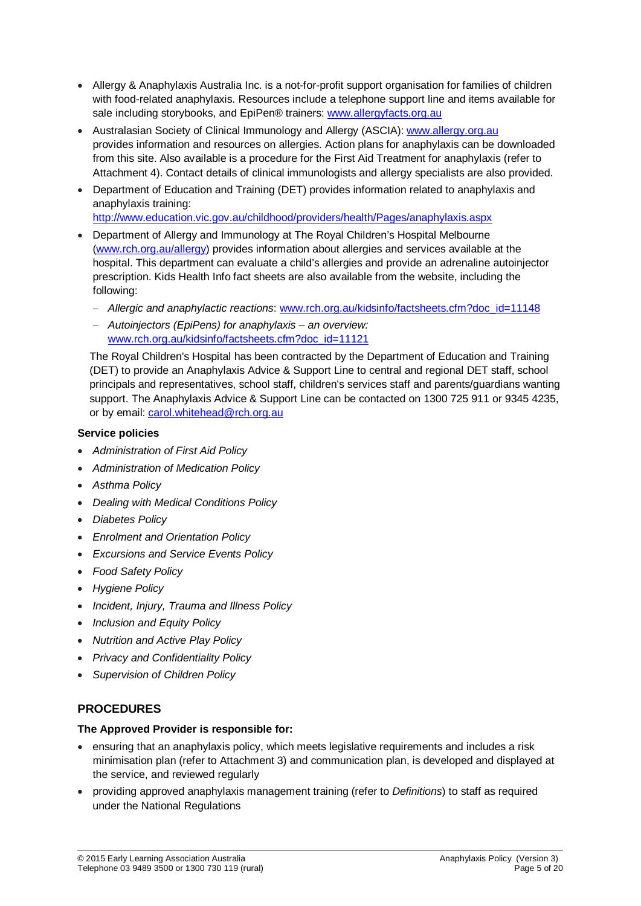- Allergy & Anaphylaxis Australia Inc. is a not-for-profit support organisation for families of children with food-related anaphylaxis. Resources include a telephone support line and items available for sale including storybooks, and EpiPen® trainers: www.allergyfacts.org.au
- Australasian Society of Clinical Immunology and Allergy (ASCIA): www.allergy.org.au provides information and resources on allergies. Action plans for anaphylaxis can be downloaded from this site. Also available is a procedure for the First Aid Treatment for anaphylaxis (refer to Attachment 4). Contact details of clinical immunologists and allergy specialists are also provided.
- Department of Education and Training (DET) provides information related to anaphylaxis and anaphylaxis training: http://www.education.vic.gov.au/childhood/providers/health/Pages/anaphylaxis.aspx
- Department of Allergy and Immunology at The Royal Children's Hospital Melbourne (www.rch.org.au/allergy) provides information about allergies and services available at the hospital. This department can evaluate a child's allergies and provide an adrenaline autoinjector prescription. Kids Health Info fact sheets are also available from the website, including the following:
  - *Allergic and anaphylactic reactions*: www.rch.org.au/kidsinfo/factsheets.cfm?doc_id=11148
  - *Autoinjectors (EpiPens) for anaphylaxis – an overview:* www.rch.org.au/kidsinfo/factsheets.cfm?doc_id=11121

  The Royal Children's Hospital has been contracted by the Department of Education and Training (DET) to provide an Anaphylaxis Advice & Support Line to central and regional DET staff, school principals and representatives, school staff, children's services staff and parents/guardians wanting support. The Anaphylaxis Advice & Support Line can be contacted on 1300 725 911 or 9345 4235, or by email: carol.whitehead@rch.org.au

**Service policies**

- *Administration of First Aid Policy*
- *Administration of Medication Policy*
- *Asthma Policy*
- *Dealing with Medical Conditions Policy*
- *Diabetes Policy*
- *Enrolment and Orientation Policy*
- *Excursions and Service Events Policy*
- *Food Safety Policy*
- *Hygiene Policy*
- *Incident, Injury, Trauma and Illness Policy*
- *Inclusion and Equity Policy*
- *Nutrition and Active Play Policy*
- *Privacy and Confidentiality Policy*
- *Supervision of Children Policy*

## PROCEDURES

**The Approved Provider is responsible for:**

- ensuring that an anaphylaxis policy, which meets legislative requirements and includes a risk minimisation plan (refer to Attachment 3) and communication plan, is developed and displayed at the service, and reviewed regularly
- providing approved anaphylaxis management training (refer to *Definitions*) to staff as required under the National Regulations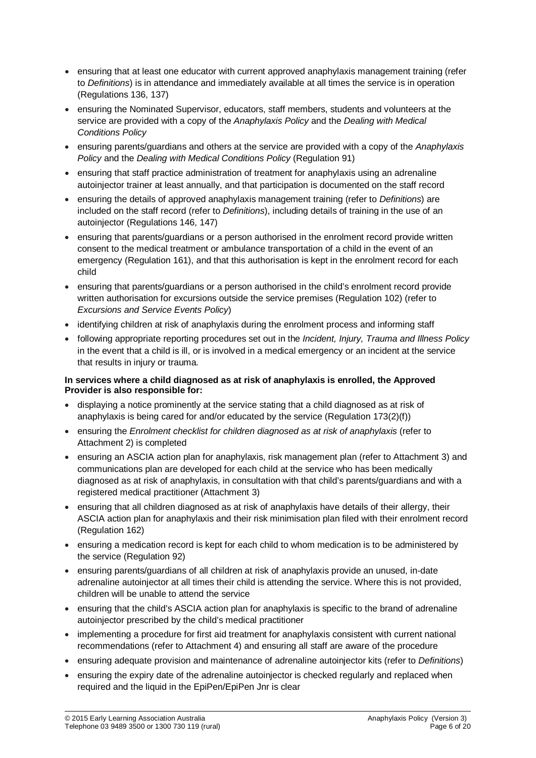- ensuring that at least one educator with current approved anaphylaxis management training (refer to *Definitions*) is in attendance and immediately available at all times the service is in operation (Regulations 136, 137)
- ensuring the Nominated Supervisor, educators, staff members, students and volunteers at the service are provided with a copy of the *Anaphylaxis Policy* and the *Dealing with Medical Conditions Policy*
- ensuring parents/guardians and others at the service are provided with a copy of the *Anaphylaxis Policy* and the *Dealing with Medical Conditions Policy* (Regulation 91)
- ensuring that staff practice administration of treatment for anaphylaxis using an adrenaline autoinjector trainer at least annually, and that participation is documented on the staff record
- ensuring the details of approved anaphylaxis management training (refer to *Definitions*) are included on the staff record (refer to *Definitions*), including details of training in the use of an autoinjector (Regulations 146, 147)
- ensuring that parents/guardians or a person authorised in the enrolment record provide written consent to the medical treatment or ambulance transportation of a child in the event of an emergency (Regulation 161), and that this authorisation is kept in the enrolment record for each child
- ensuring that parents/guardians or a person authorised in the child's enrolment record provide written authorisation for excursions outside the service premises (Regulation 102) (refer to *Excursions and Service Events Policy*)
- identifying children at risk of anaphylaxis during the enrolment process and informing staff
- following appropriate reporting procedures set out in the *Incident, Injury, Trauma and Illness Policy* in the event that a child is ill, or is involved in a medical emergency or an incident at the service that results in injury or trauma.

**In services where a child diagnosed as at risk of anaphylaxis is enrolled, the Approved Provider is also responsible for:**

- displaying a notice prominently at the service stating that a child diagnosed as at risk of anaphylaxis is being cared for and/or educated by the service (Regulation 173(2)(f))
- ensuring the *Enrolment checklist for children diagnosed as at risk of anaphylaxis* (refer to Attachment 2) is completed
- ensuring an ASCIA action plan for anaphylaxis, risk management plan (refer to Attachment 3) and communications plan are developed for each child at the service who has been medically diagnosed as at risk of anaphylaxis, in consultation with that child's parents/guardians and with a registered medical practitioner (Attachment 3)
- ensuring that all children diagnosed as at risk of anaphylaxis have details of their allergy, their ASCIA action plan for anaphylaxis and their risk minimisation plan filed with their enrolment record (Regulation 162)
- ensuring a medication record is kept for each child to whom medication is to be administered by the service (Regulation 92)
- ensuring parents/guardians of all children at risk of anaphylaxis provide an unused, in-date adrenaline autoinjector at all times their child is attending the service. Where this is not provided, children will be unable to attend the service
- ensuring that the child's ASCIA action plan for anaphylaxis is specific to the brand of adrenaline autoinjector prescribed by the child's medical practitioner
- implementing a procedure for first aid treatment for anaphylaxis consistent with current national recommendations (refer to Attachment 4) and ensuring all staff are aware of the procedure
- ensuring adequate provision and maintenance of adrenaline autoinjector kits (refer to *Definitions*)
- ensuring the expiry date of the adrenaline autoinjector is checked regularly and replaced when required and the liquid in the EpiPen/EpiPen Jnr is clear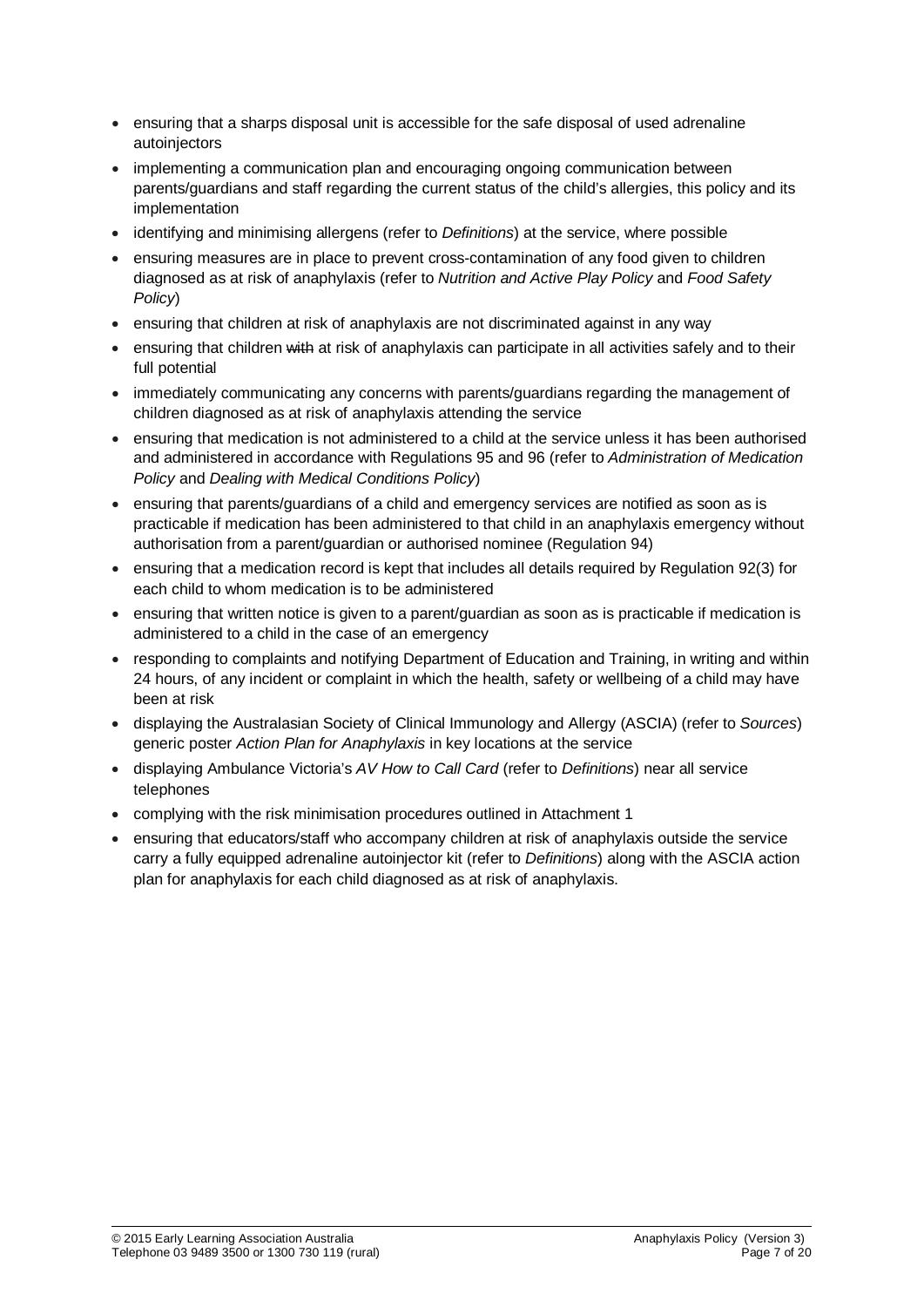- ensuring that a sharps disposal unit is accessible for the safe disposal of used adrenaline autoinjectors
- implementing a communication plan and encouraging ongoing communication between parents/guardians and staff regarding the current status of the child's allergies, this policy and its implementation
- identifying and minimising allergens (refer to *Definitions*) at the service, where possible
- ensuring measures are in place to prevent cross-contamination of any food given to children diagnosed as at risk of anaphylaxis (refer to *Nutrition and Active Play Policy* and *Food Safety Policy*)
- ensuring that children at risk of anaphylaxis are not discriminated against in any way
- ensuring that children ~~with~~ at risk of anaphylaxis can participate in all activities safely and to their full potential
- immediately communicating any concerns with parents/guardians regarding the management of children diagnosed as at risk of anaphylaxis attending the service
- ensuring that medication is not administered to a child at the service unless it has been authorised and administered in accordance with Regulations 95 and 96 (refer to *Administration of Medication Policy* and *Dealing with Medical Conditions Policy*)
- ensuring that parents/guardians of a child and emergency services are notified as soon as is practicable if medication has been administered to that child in an anaphylaxis emergency without authorisation from a parent/guardian or authorised nominee (Regulation 94)
- ensuring that a medication record is kept that includes all details required by Regulation 92(3) for each child to whom medication is to be administered
- ensuring that written notice is given to a parent/guardian as soon as is practicable if medication is administered to a child in the case of an emergency
- responding to complaints and notifying Department of Education and Training, in writing and within 24 hours, of any incident or complaint in which the health, safety or wellbeing of a child may have been at risk
- displaying the Australasian Society of Clinical Immunology and Allergy (ASCIA) (refer to *Sources*) generic poster *Action Plan for Anaphylaxis* in key locations at the service
- displaying Ambulance Victoria's *AV How to Call Card* (refer to *Definitions*) near all service telephones
- complying with the risk minimisation procedures outlined in Attachment 1
- ensuring that educators/staff who accompany children at risk of anaphylaxis outside the service carry a fully equipped adrenaline autoinjector kit (refer to *Definitions*) along with the ASCIA action plan for anaphylaxis for each child diagnosed as at risk of anaphylaxis.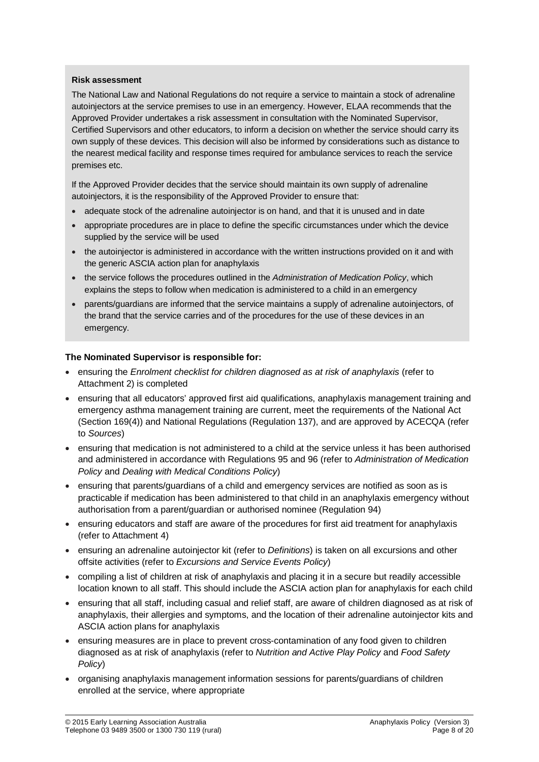**Risk assessment**

The National Law and National Regulations do not require a service to maintain a stock of adrenaline autoinjectors at the service premises to use in an emergency. However, ELAA recommends that the Approved Provider undertakes a risk assessment in consultation with the Nominated Supervisor, Certified Supervisors and other educators, to inform a decision on whether the service should carry its own supply of these devices. This decision will also be informed by considerations such as distance to the nearest medical facility and response times required for ambulance services to reach the service premises etc.

If the Approved Provider decides that the service should maintain its own supply of adrenaline autoinjectors, it is the responsibility of the Approved Provider to ensure that:

- adequate stock of the adrenaline autoinjector is on hand, and that it is unused and in date
- appropriate procedures are in place to define the specific circumstances under which the device supplied by the service will be used
- the autoinjector is administered in accordance with the written instructions provided on it and with the generic ASCIA action plan for anaphylaxis
- the service follows the procedures outlined in the *Administration of Medication Policy*, which explains the steps to follow when medication is administered to a child in an emergency
- parents/guardians are informed that the service maintains a supply of adrenaline autoinjectors, of the brand that the service carries and of the procedures for the use of these devices in an emergency.

**The Nominated Supervisor is responsible for:**

- ensuring the *Enrolment checklist for children diagnosed as at risk of anaphylaxis* (refer to Attachment 2) is completed
- ensuring that all educators' approved first aid qualifications, anaphylaxis management training and emergency asthma management training are current, meet the requirements of the National Act (Section 169(4)) and National Regulations (Regulation 137), and are approved by ACECQA (refer to *Sources*)
- ensuring that medication is not administered to a child at the service unless it has been authorised and administered in accordance with Regulations 95 and 96 (refer to *Administration of Medication Policy* and *Dealing with Medical Conditions Policy*)
- ensuring that parents/guardians of a child and emergency services are notified as soon as is practicable if medication has been administered to that child in an anaphylaxis emergency without authorisation from a parent/guardian or authorised nominee (Regulation 94)
- ensuring educators and staff are aware of the procedures for first aid treatment for anaphylaxis (refer to Attachment 4)
- ensuring an adrenaline autoinjector kit (refer to *Definitions*) is taken on all excursions and other offsite activities (refer to *Excursions and Service Events Policy*)
- compiling a list of children at risk of anaphylaxis and placing it in a secure but readily accessible location known to all staff. This should include the ASCIA action plan for anaphylaxis for each child
- ensuring that all staff, including casual and relief staff, are aware of children diagnosed as at risk of anaphylaxis, their allergies and symptoms, and the location of their adrenaline autoinjector kits and ASCIA action plans for anaphylaxis
- ensuring measures are in place to prevent cross-contamination of any food given to children diagnosed as at risk of anaphylaxis (refer to *Nutrition and Active Play Policy* and *Food Safety Policy*)
- organising anaphylaxis management information sessions for parents/guardians of children enrolled at the service, where appropriate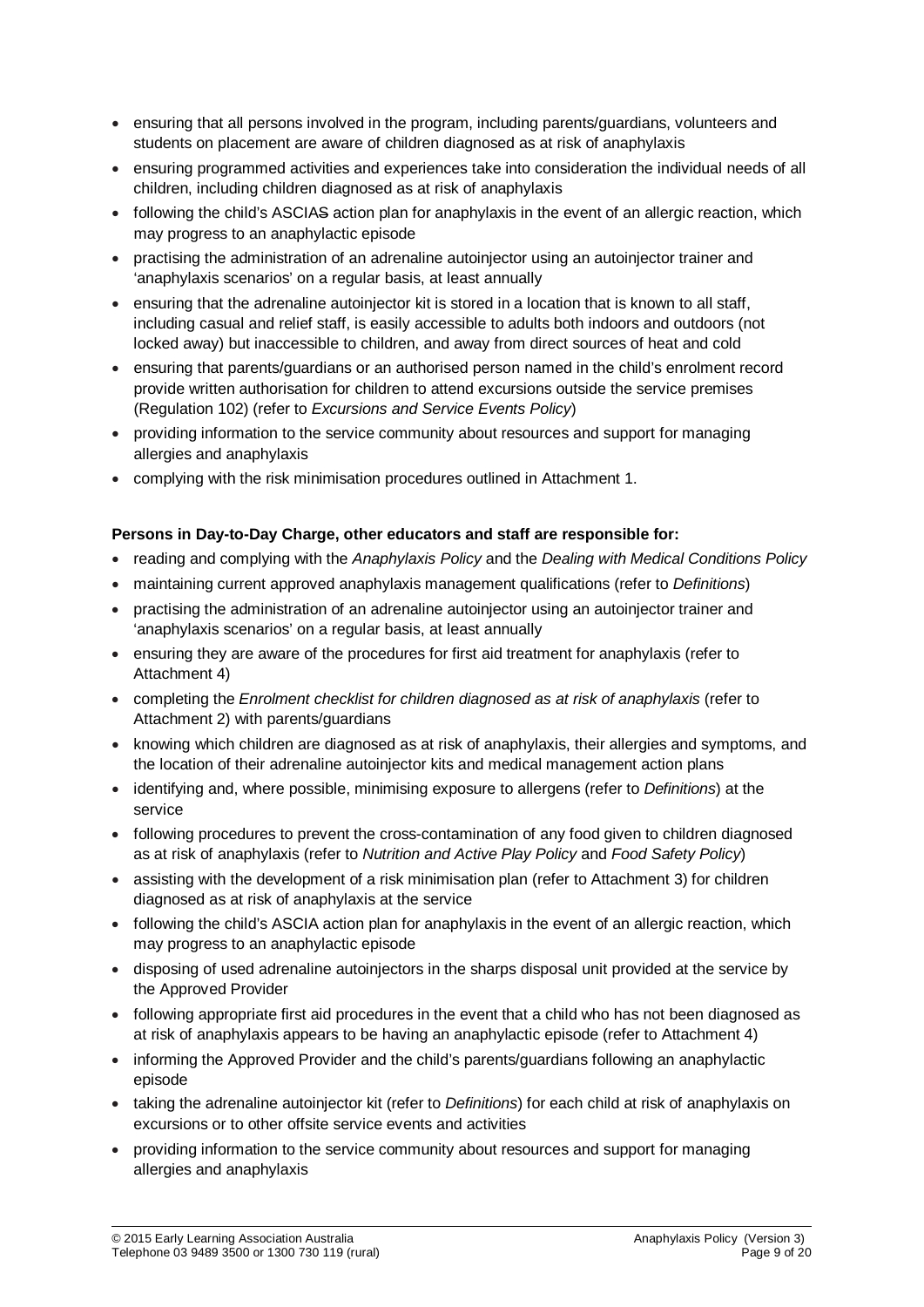- ensuring that all persons involved in the program, including parents/guardians, volunteers and students on placement are aware of children diagnosed as at risk of anaphylaxis
- ensuring programmed activities and experiences take into consideration the individual needs of all children, including children diagnosed as at risk of anaphylaxis
- following the child's ASCIAS action plan for anaphylaxis in the event of an allergic reaction, which may progress to an anaphylactic episode
- practising the administration of an adrenaline autoinjector using an autoinjector trainer and 'anaphylaxis scenarios' on a regular basis, at least annually
- ensuring that the adrenaline autoinjector kit is stored in a location that is known to all staff, including casual and relief staff, is easily accessible to adults both indoors and outdoors (not locked away) but inaccessible to children, and away from direct sources of heat and cold
- ensuring that parents/guardians or an authorised person named in the child's enrolment record provide written authorisation for children to attend excursions outside the service premises (Regulation 102) (refer to *Excursions and Service Events Policy*)
- providing information to the service community about resources and support for managing allergies and anaphylaxis
- complying with the risk minimisation procedures outlined in Attachment 1.

**Persons in Day-to-Day Charge, other educators and staff are responsible for:**

- reading and complying with the *Anaphylaxis Policy* and the *Dealing with Medical Conditions Policy*
- maintaining current approved anaphylaxis management qualifications (refer to *Definitions*)
- practising the administration of an adrenaline autoinjector using an autoinjector trainer and 'anaphylaxis scenarios' on a regular basis, at least annually
- ensuring they are aware of the procedures for first aid treatment for anaphylaxis (refer to Attachment 4)
- completing the *Enrolment checklist for children diagnosed as at risk of anaphylaxis* (refer to Attachment 2) with parents/guardians
- knowing which children are diagnosed as at risk of anaphylaxis, their allergies and symptoms, and the location of their adrenaline autoinjector kits and medical management action plans
- identifying and, where possible, minimising exposure to allergens (refer to *Definitions*) at the service
- following procedures to prevent the cross-contamination of any food given to children diagnosed as at risk of anaphylaxis (refer to *Nutrition and Active Play Policy* and *Food Safety Policy*)
- assisting with the development of a risk minimisation plan (refer to Attachment 3) for children diagnosed as at risk of anaphylaxis at the service
- following the child's ASCIA action plan for anaphylaxis in the event of an allergic reaction, which may progress to an anaphylactic episode
- disposing of used adrenaline autoinjectors in the sharps disposal unit provided at the service by the Approved Provider
- following appropriate first aid procedures in the event that a child who has not been diagnosed as at risk of anaphylaxis appears to be having an anaphylactic episode (refer to Attachment 4)
- informing the Approved Provider and the child's parents/guardians following an anaphylactic episode
- taking the adrenaline autoinjector kit (refer to *Definitions*) for each child at risk of anaphylaxis on excursions or to other offsite service events and activities
- providing information to the service community about resources and support for managing allergies and anaphylaxis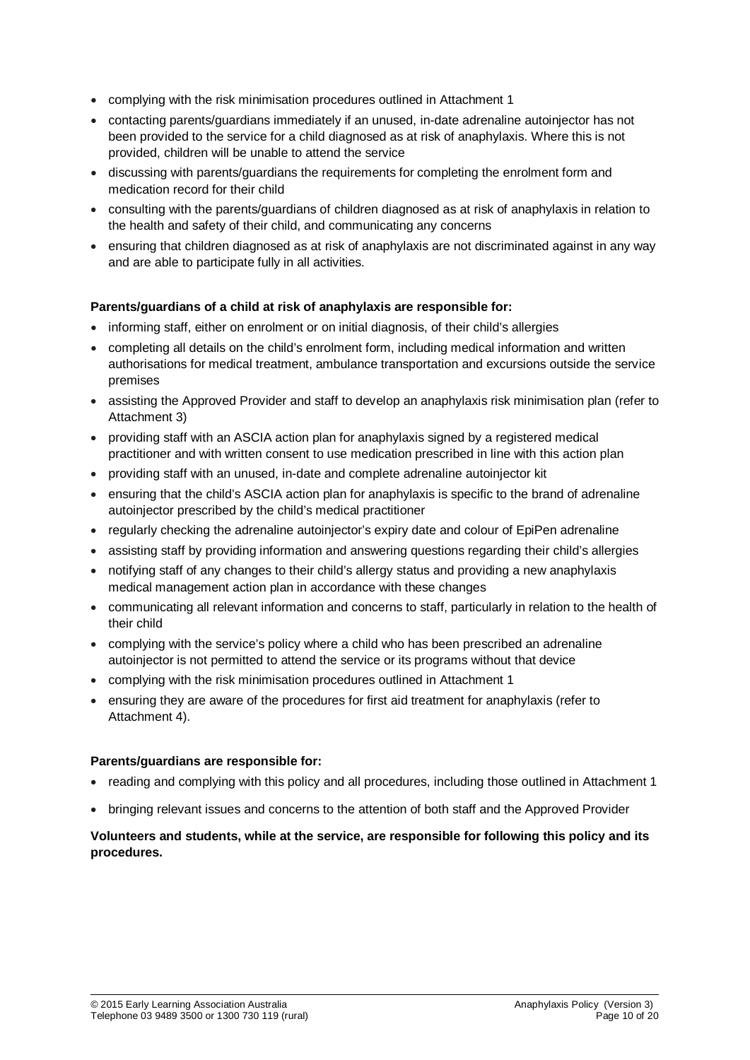- complying with the risk minimisation procedures outlined in Attachment 1
- contacting parents/guardians immediately if an unused, in-date adrenaline autoinjector has not been provided to the service for a child diagnosed as at risk of anaphylaxis. Where this is not provided, children will be unable to attend the service
- discussing with parents/guardians the requirements for completing the enrolment form and medication record for their child
- consulting with the parents/guardians of children diagnosed as at risk of anaphylaxis in relation to the health and safety of their child, and communicating any concerns
- ensuring that children diagnosed as at risk of anaphylaxis are not discriminated against in any way and are able to participate fully in all activities.

**Parents/guardians of a child at risk of anaphylaxis are responsible for:**

- informing staff, either on enrolment or on initial diagnosis, of their child's allergies
- completing all details on the child's enrolment form, including medical information and written authorisations for medical treatment, ambulance transportation and excursions outside the service premises
- assisting the Approved Provider and staff to develop an anaphylaxis risk minimisation plan (refer to Attachment 3)
- providing staff with an ASCIA action plan for anaphylaxis signed by a registered medical practitioner and with written consent to use medication prescribed in line with this action plan
- providing staff with an unused, in-date and complete adrenaline autoinjector kit
- ensuring that the child's ASCIA action plan for anaphylaxis is specific to the brand of adrenaline autoinjector prescribed by the child's medical practitioner
- regularly checking the adrenaline autoinjector's expiry date and colour of EpiPen adrenaline
- assisting staff by providing information and answering questions regarding their child's allergies
- notifying staff of any changes to their child's allergy status and providing a new anaphylaxis medical management action plan in accordance with these changes
- communicating all relevant information and concerns to staff, particularly in relation to the health of their child
- complying with the service's policy where a child who has been prescribed an adrenaline autoinjector is not permitted to attend the service or its programs without that device
- complying with the risk minimisation procedures outlined in Attachment 1
- ensuring they are aware of the procedures for first aid treatment for anaphylaxis (refer to Attachment 4).

**Parents/guardians are responsible for:**

- reading and complying with this policy and all procedures, including those outlined in Attachment 1
- bringing relevant issues and concerns to the attention of both staff and the Approved Provider

**Volunteers and students, while at the service, are responsible for following this policy and its procedures.**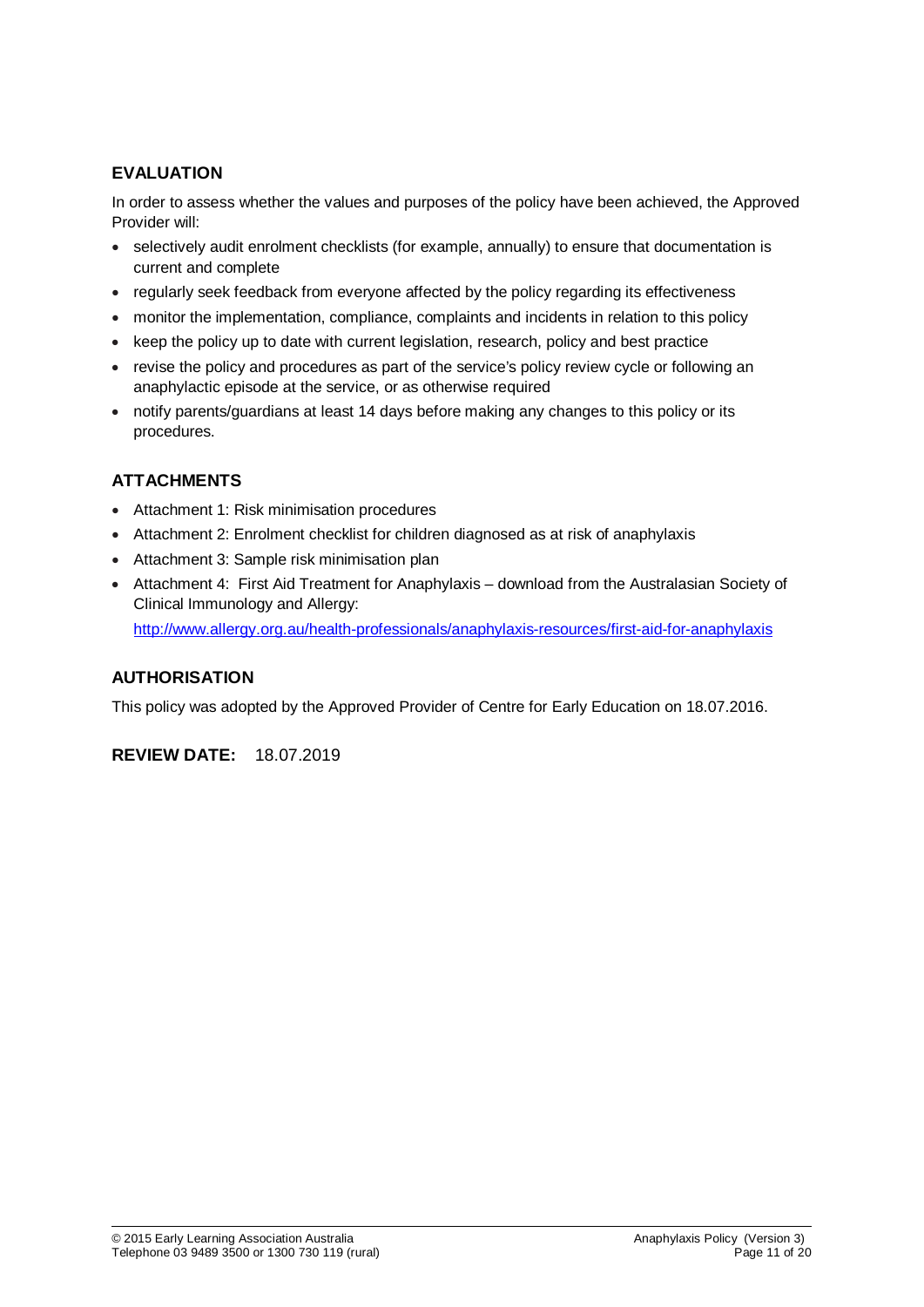## EVALUATION

In order to assess whether the values and purposes of the policy have been achieved, the Approved Provider will:

- selectively audit enrolment checklists (for example, annually) to ensure that documentation is current and complete
- regularly seek feedback from everyone affected by the policy regarding its effectiveness
- monitor the implementation, compliance, complaints and incidents in relation to this policy
- keep the policy up to date with current legislation, research, policy and best practice
- revise the policy and procedures as part of the service's policy review cycle or following an anaphylactic episode at the service, or as otherwise required
- notify parents/guardians at least 14 days before making any changes to this policy or its procedures.

## ATTACHMENTS

- Attachment 1: Risk minimisation procedures
- Attachment 2: Enrolment checklist for children diagnosed as at risk of anaphylaxis
- Attachment 3: Sample risk minimisation plan
- Attachment 4: First Aid Treatment for Anaphylaxis – download from the Australasian Society of Clinical Immunology and Allergy: http://www.allergy.org.au/health-professionals/anaphylaxis-resources/first-aid-for-anaphylaxis

## AUTHORISATION

This policy was adopted by the Approved Provider of Centre for Early Education on 18.07.2016.

**REVIEW DATE:** 18.07.2019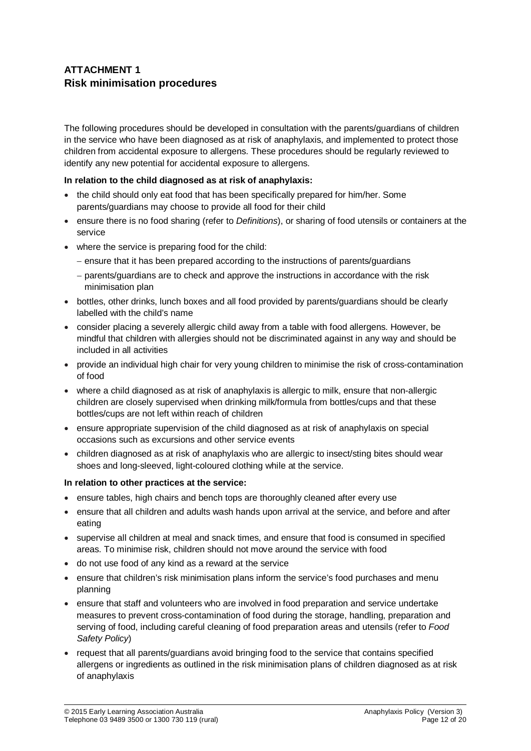## ATTACHMENT 1
## Risk minimisation procedures

The following procedures should be developed in consultation with the parents/guardians of children in the service who have been diagnosed as at risk of anaphylaxis, and implemented to protect those children from accidental exposure to allergens. These procedures should be regularly reviewed to identify any new potential for accidental exposure to allergens.

**In relation to the child diagnosed as at risk of anaphylaxis:**

- the child should only eat food that has been specifically prepared for him/her. Some parents/guardians may choose to provide all food for their child
- ensure there is no food sharing (refer to *Definitions*), or sharing of food utensils or containers at the service
- where the service is preparing food for the child:
  - ensure that it has been prepared according to the instructions of parents/guardians
  - parents/guardians are to check and approve the instructions in accordance with the risk minimisation plan
- bottles, other drinks, lunch boxes and all food provided by parents/guardians should be clearly labelled with the child's name
- consider placing a severely allergic child away from a table with food allergens. However, be mindful that children with allergies should not be discriminated against in any way and should be included in all activities
- provide an individual high chair for very young children to minimise the risk of cross-contamination of food
- where a child diagnosed as at risk of anaphylaxis is allergic to milk, ensure that non-allergic children are closely supervised when drinking milk/formula from bottles/cups and that these bottles/cups are not left within reach of children
- ensure appropriate supervision of the child diagnosed as at risk of anaphylaxis on special occasions such as excursions and other service events
- children diagnosed as at risk of anaphylaxis who are allergic to insect/sting bites should wear shoes and long-sleeved, light-coloured clothing while at the service.

**In relation to other practices at the service:**

- ensure tables, high chairs and bench tops are thoroughly cleaned after every use
- ensure that all children and adults wash hands upon arrival at the service, and before and after eating
- supervise all children at meal and snack times, and ensure that food is consumed in specified areas. To minimise risk, children should not move around the service with food
- do not use food of any kind as a reward at the service
- ensure that children's risk minimisation plans inform the service's food purchases and menu planning
- ensure that staff and volunteers who are involved in food preparation and service undertake measures to prevent cross-contamination of food during the storage, handling, preparation and serving of food, including careful cleaning of food preparation areas and utensils (refer to *Food Safety Policy*)
- request that all parents/guardians avoid bringing food to the service that contains specified allergens or ingredients as outlined in the risk minimisation plans of children diagnosed as at risk of anaphylaxis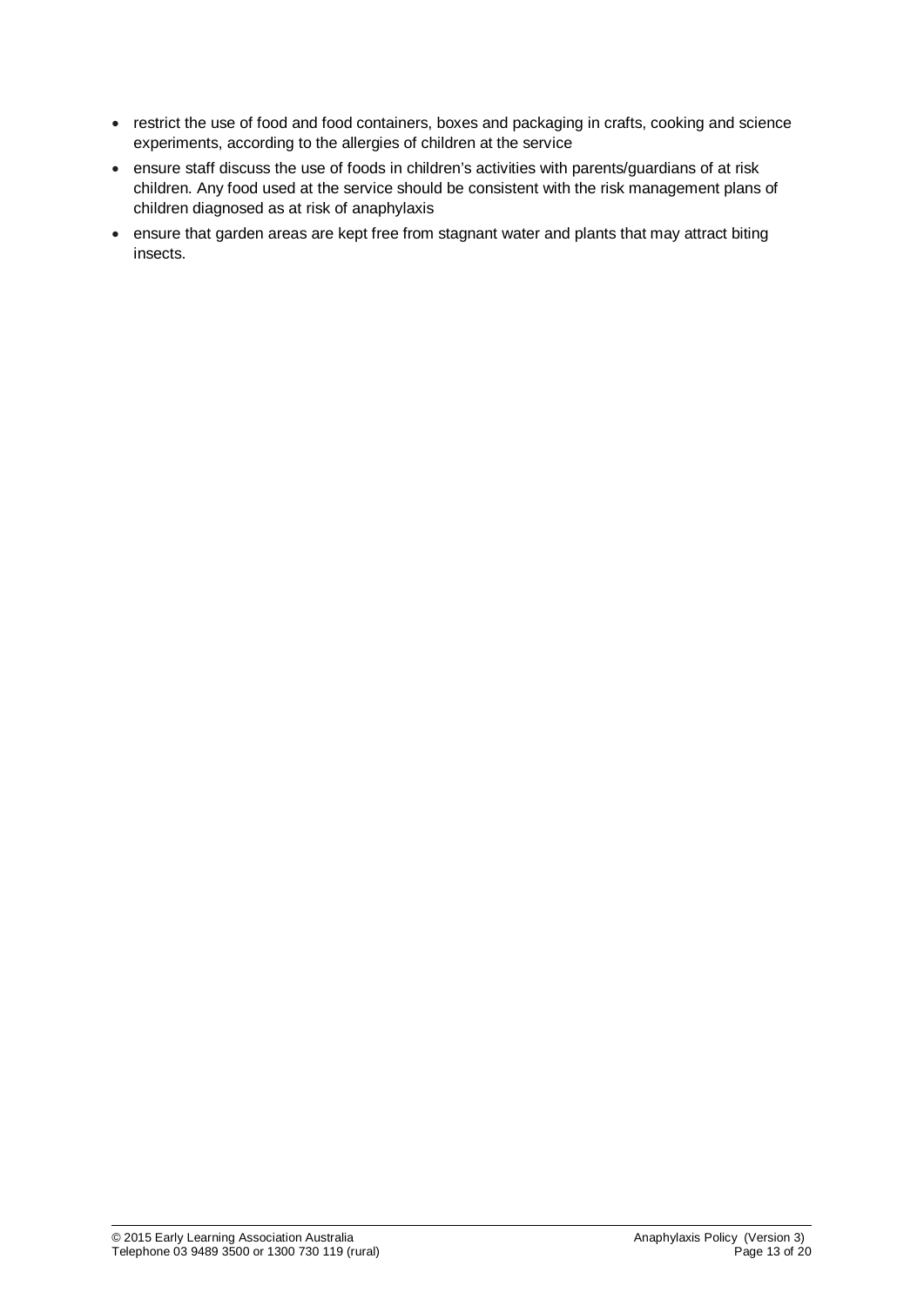- restrict the use of food and food containers, boxes and packaging in crafts, cooking and science experiments, according to the allergies of children at the service
- ensure staff discuss the use of foods in children's activities with parents/guardians of at risk children. Any food used at the service should be consistent with the risk management plans of children diagnosed as at risk of anaphylaxis
- ensure that garden areas are kept free from stagnant water and plants that may attract biting insects.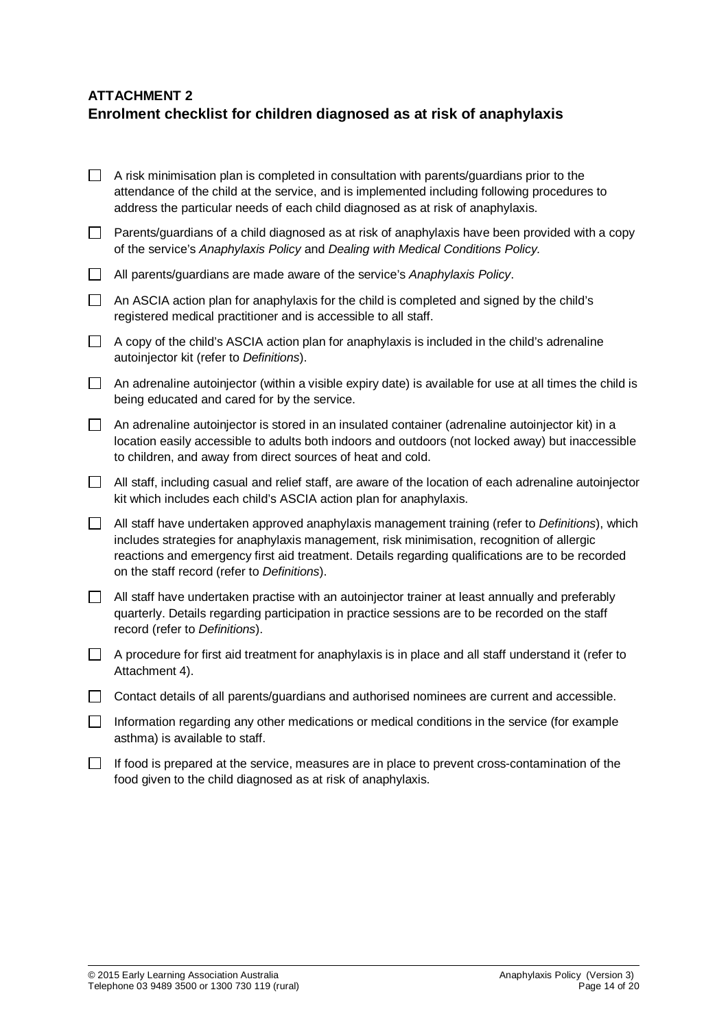## ATTACHMENT 2
## Enrolment checklist for children diagnosed as at risk of anaphylaxis

- [ ] A risk minimisation plan is completed in consultation with parents/guardians prior to the attendance of the child at the service, and is implemented including following procedures to address the particular needs of each child diagnosed as at risk of anaphylaxis.
- [ ] Parents/guardians of a child diagnosed as at risk of anaphylaxis have been provided with a copy of the service's *Anaphylaxis Policy* and *Dealing with Medical Conditions Policy.*
- [ ] All parents/guardians are made aware of the service's *Anaphylaxis Policy*.
- [ ] An ASCIA action plan for anaphylaxis for the child is completed and signed by the child's registered medical practitioner and is accessible to all staff.
- [ ] A copy of the child's ASCIA action plan for anaphylaxis is included in the child's adrenaline autoinjector kit (refer to *Definitions*).
- [ ] An adrenaline autoinjector (within a visible expiry date) is available for use at all times the child is being educated and cared for by the service.
- [ ] An adrenaline autoinjector is stored in an insulated container (adrenaline autoinjector kit) in a location easily accessible to adults both indoors and outdoors (not locked away) but inaccessible to children, and away from direct sources of heat and cold.
- [ ] All staff, including casual and relief staff, are aware of the location of each adrenaline autoinjector kit which includes each child's ASCIA action plan for anaphylaxis.
- [ ] All staff have undertaken approved anaphylaxis management training (refer to *Definitions*), which includes strategies for anaphylaxis management, risk minimisation, recognition of allergic reactions and emergency first aid treatment. Details regarding qualifications are to be recorded on the staff record (refer to *Definitions*).
- [ ] All staff have undertaken practise with an autoinjector trainer at least annually and preferably quarterly. Details regarding participation in practice sessions are to be recorded on the staff record (refer to *Definitions*).
- [ ] A procedure for first aid treatment for anaphylaxis is in place and all staff understand it (refer to Attachment 4).
- [ ] Contact details of all parents/guardians and authorised nominees are current and accessible.
- [ ] Information regarding any other medications or medical conditions in the service (for example asthma) is available to staff.
- [ ] If food is prepared at the service, measures are in place to prevent cross-contamination of the food given to the child diagnosed as at risk of anaphylaxis.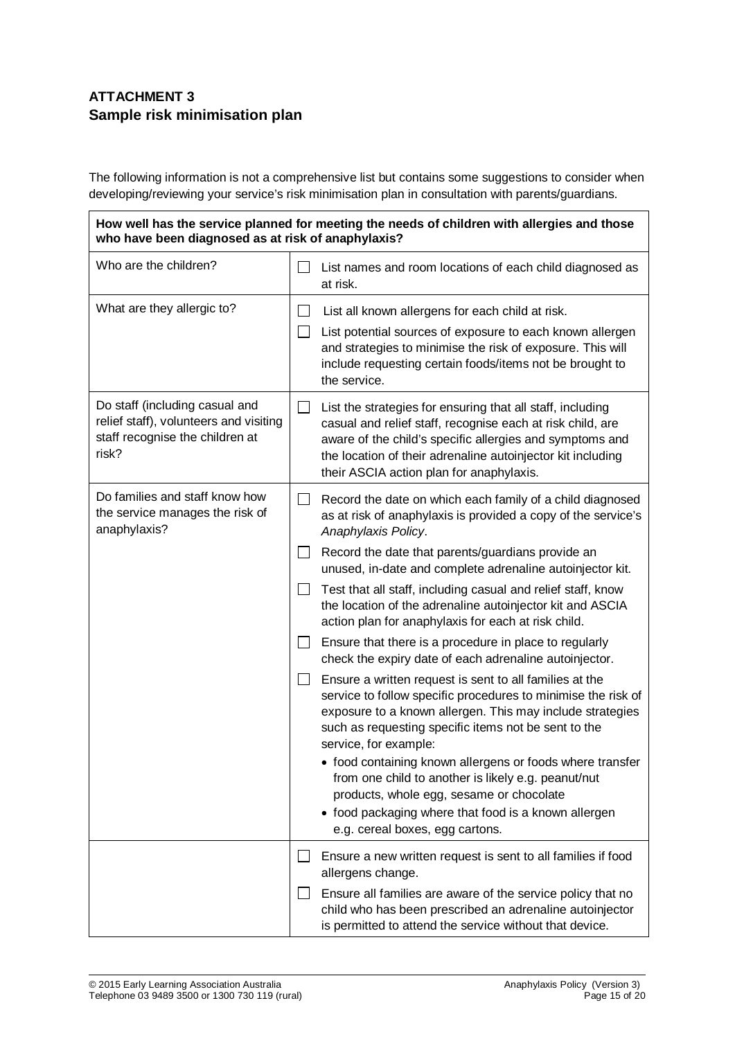## ATTACHMENT 3
## Sample risk minimisation plan

The following information is not a comprehensive list but contains some suggestions to consider when developing/reviewing your service's risk minimisation plan in consultation with parents/guardians.

| **How well has the service planned for meeting the needs of children with allergies and those who have been diagnosed as at risk of anaphylaxis?** | |
|---|---|
| Who are the children? | ☐ List names and room locations of each child diagnosed as at risk. |
| What are they allergic to? | ☐ List all known allergens for each child at risk.<br>☐ List potential sources of exposure to each known allergen and strategies to minimise the risk of exposure. This will include requesting certain foods/items not be brought to the service. |
| Do staff (including casual and relief staff), volunteers and visiting staff recognise the children at risk? | ☐ List the strategies for ensuring that all staff, including casual and relief staff, recognise each at risk child, are aware of the child's specific allergies and symptoms and the location of their adrenaline autoinjector kit including their ASCIA action plan for anaphylaxis. |
| Do families and staff know how the service manages the risk of anaphylaxis? | ☐ Record the date on which each family of a child diagnosed as at risk of anaphylaxis is provided a copy of the service's *Anaphylaxis Policy*.<br>☐ Record the date that parents/guardians provide an unused, in-date and complete adrenaline autoinjector kit.<br>☐ Test that all staff, including casual and relief staff, know the location of the adrenaline autoinjector kit and ASCIA action plan for anaphylaxis for each at risk child.<br>☐ Ensure that there is a procedure in place to regularly check the expiry date of each adrenaline autoinjector.<br>☐ Ensure a written request is sent to all families at the service to follow specific procedures to minimise the risk of exposure to a known allergen. This may include strategies such as requesting specific items not be sent to the service, for example:<br>• food containing known allergens or foods where transfer from one child to another is likely e.g. peanut/nut products, whole egg, sesame or chocolate<br>• food packaging where that food is a known allergen e.g. cereal boxes, egg cartons. |
| | ☐ Ensure a new written request is sent to all families if food allergens change.<br>☐ Ensure all families are aware of the service policy that no child who has been prescribed an adrenaline autoinjector is permitted to attend the service without that device. |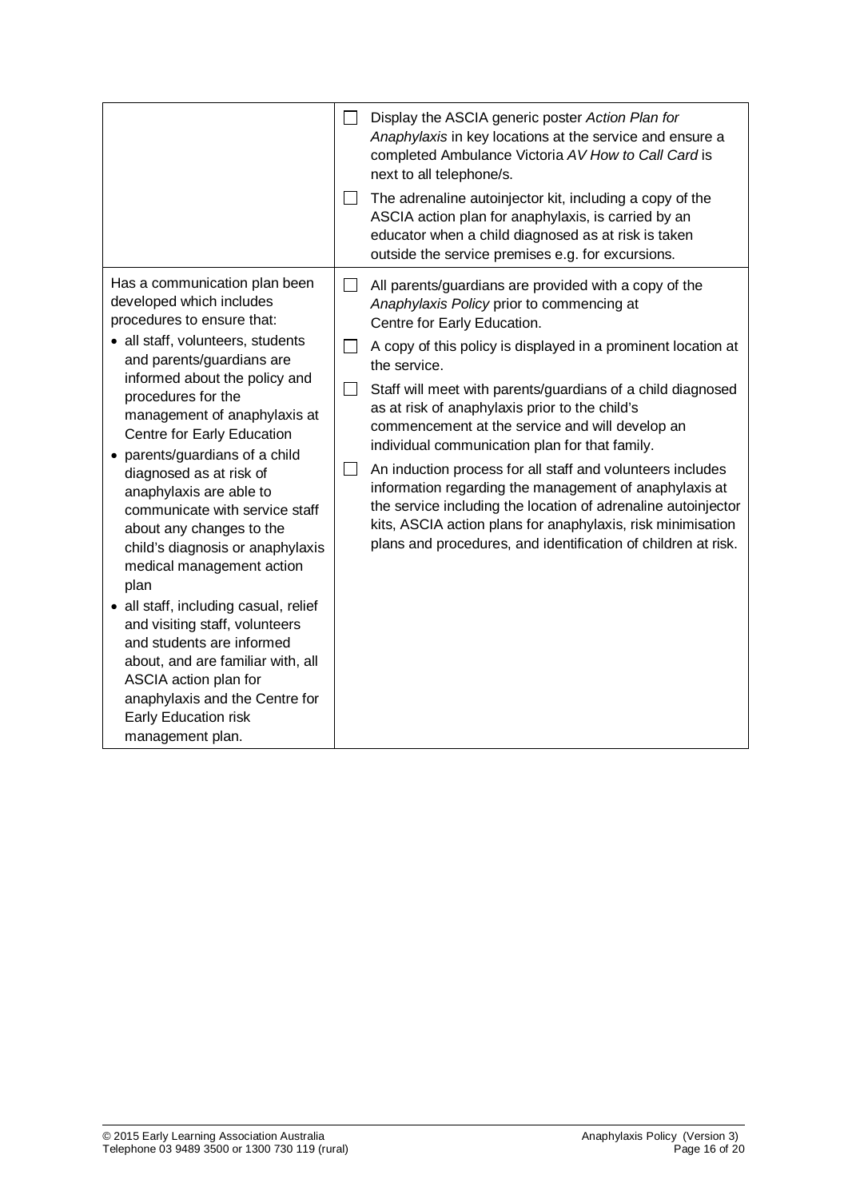| | |
|---|---|
| | ☐ Display the ASCIA generic poster *Action Plan for Anaphylaxis* in key locations at the service and ensure a completed Ambulance Victoria *AV How to Call Card* is next to all telephone/s.<br>☐ The adrenaline autoinjector kit, including a copy of the ASCIA action plan for anaphylaxis, is carried by an educator when a child diagnosed as at risk is taken outside the service premises e.g. for excursions. |
| Has a communication plan been developed which includes procedures to ensure that:<br>• all staff, volunteers, students and parents/guardians are informed about the policy and procedures for the management of anaphylaxis at Centre for Early Education<br>• parents/guardians of a child diagnosed as at risk of anaphylaxis are able to communicate with service staff about any changes to the child's diagnosis or anaphylaxis medical management action plan<br>• all staff, including casual, relief and visiting staff, volunteers and students are informed about, and are familiar with, all ASCIA action plan for anaphylaxis and the Centre for Early Education risk management plan. | ☐ All parents/guardians are provided with a copy of the *Anaphylaxis Policy* prior to commencing at Centre for Early Education.<br>☐ A copy of this policy is displayed in a prominent location at the service.<br>☐ Staff will meet with parents/guardians of a child diagnosed as at risk of anaphylaxis prior to the child's commencement at the service and will develop an individual communication plan for that family.<br>☐ An induction process for all staff and volunteers includes information regarding the management of anaphylaxis at the service including the location of adrenaline autoinjector kits, ASCIA action plans for anaphylaxis, risk minimisation plans and procedures, and identification of children at risk. |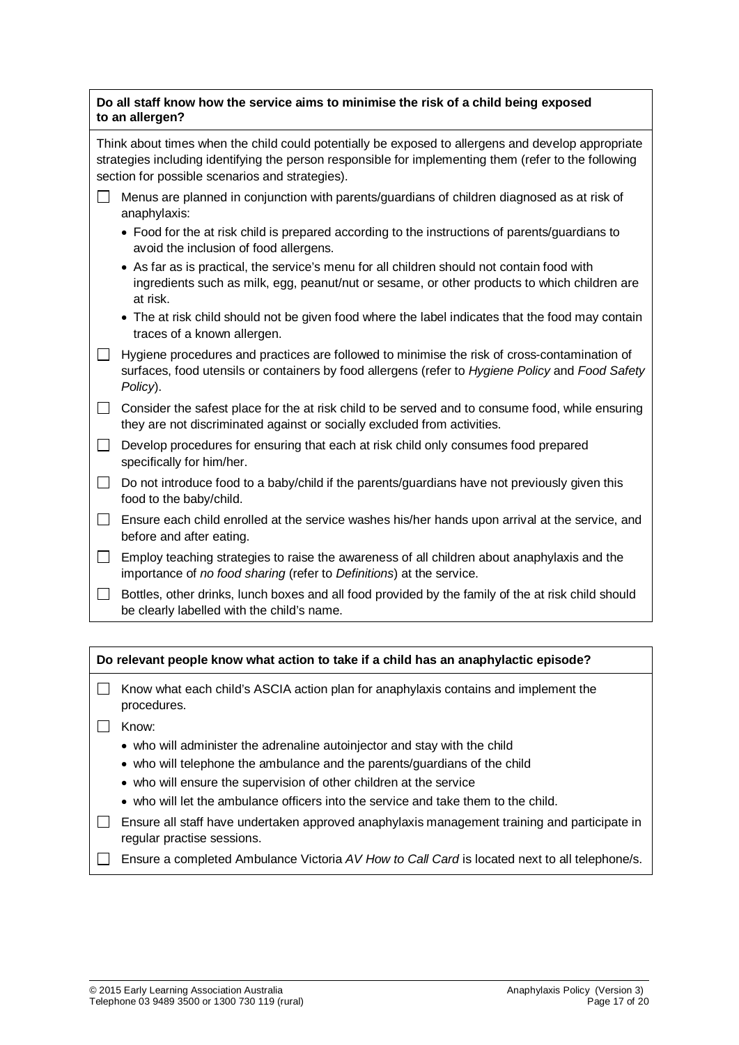**Do all staff know how the service aims to minimise the risk of a child being exposed to an allergen?**

Think about times when the child could potentially be exposed to allergens and develop appropriate strategies including identifying the person responsible for implementing them (refer to the following section for possible scenarios and strategies).

- ☐ Menus are planned in conjunction with parents/guardians of children diagnosed as at risk of anaphylaxis:
  - Food for the at risk child is prepared according to the instructions of parents/guardians to avoid the inclusion of food allergens.
  - As far as is practical, the service's menu for all children should not contain food with ingredients such as milk, egg, peanut/nut or sesame, or other products to which children are at risk.
  - The at risk child should not be given food where the label indicates that the food may contain traces of a known allergen.
- ☐ Hygiene procedures and practices are followed to minimise the risk of cross-contamination of surfaces, food utensils or containers by food allergens (refer to *Hygiene Policy* and *Food Safety Policy*).
- ☐ Consider the safest place for the at risk child to be served and to consume food, while ensuring they are not discriminated against or socially excluded from activities.
- ☐ Develop procedures for ensuring that each at risk child only consumes food prepared specifically for him/her.
- ☐ Do not introduce food to a baby/child if the parents/guardians have not previously given this food to the baby/child.
- ☐ Ensure each child enrolled at the service washes his/her hands upon arrival at the service, and before and after eating.
- ☐ Employ teaching strategies to raise the awareness of all children about anaphylaxis and the importance of *no food sharing* (refer to *Definitions*) at the service.
- ☐ Bottles, other drinks, lunch boxes and all food provided by the family of the at risk child should be clearly labelled with the child's name.

**Do relevant people know what action to take if a child has an anaphylactic episode?**

- ☐ Know what each child's ASCIA action plan for anaphylaxis contains and implement the procedures.
- ☐ Know:
  - who will administer the adrenaline autoinjector and stay with the child
  - who will telephone the ambulance and the parents/guardians of the child
  - who will ensure the supervision of other children at the service
  - who will let the ambulance officers into the service and take them to the child.
- ☐ Ensure all staff have undertaken approved anaphylaxis management training and participate in regular practise sessions.
- ☐ Ensure a completed Ambulance Victoria *AV How to Call Card* is located next to all telephone/s.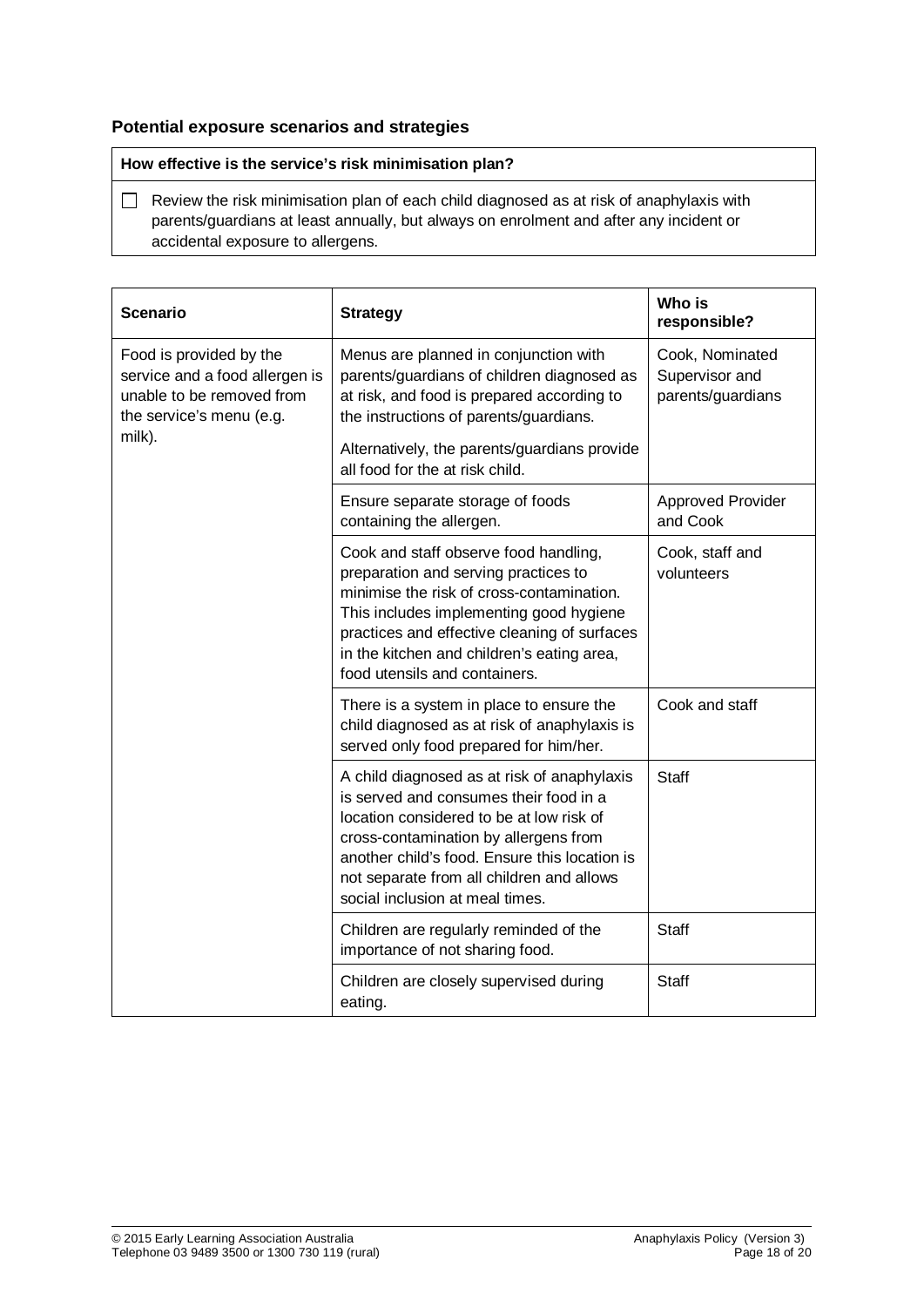### Potential exposure scenarios and strategies

| How effective is the service's risk minimisation plan? |
| --- |
| ☐ Review the risk minimisation plan of each child diagnosed as at risk of anaphylaxis with parents/guardians at least annually, but always on enrolment and after any incident or accidental exposure to allergens. |

| Scenario | Strategy | Who is responsible? |
| --- | --- | --- |
| Food is provided by the service and a food allergen is unable to be removed from the service's menu (e.g. milk). | Menus are planned in conjunction with parents/guardians of children diagnosed as at risk, and food is prepared according to the instructions of parents/guardians. Alternatively, the parents/guardians provide all food for the at risk child. | Cook, Nominated Supervisor and parents/guardians |
| | Ensure separate storage of foods containing the allergen. | Approved Provider and Cook |
| | Cook and staff observe food handling, preparation and serving practices to minimise the risk of cross-contamination. This includes implementing good hygiene practices and effective cleaning of surfaces in the kitchen and children's eating area, food utensils and containers. | Cook, staff and volunteers |
| | There is a system in place to ensure the child diagnosed as at risk of anaphylaxis is served only food prepared for him/her. | Cook and staff |
| | A child diagnosed as at risk of anaphylaxis is served and consumes their food in a location considered to be at low risk of cross-contamination by allergens from another child's food. Ensure this location is not separate from all children and allows social inclusion at meal times. | Staff |
| | Children are regularly reminded of the importance of not sharing food. | Staff |
| | Children are closely supervised during eating. | Staff |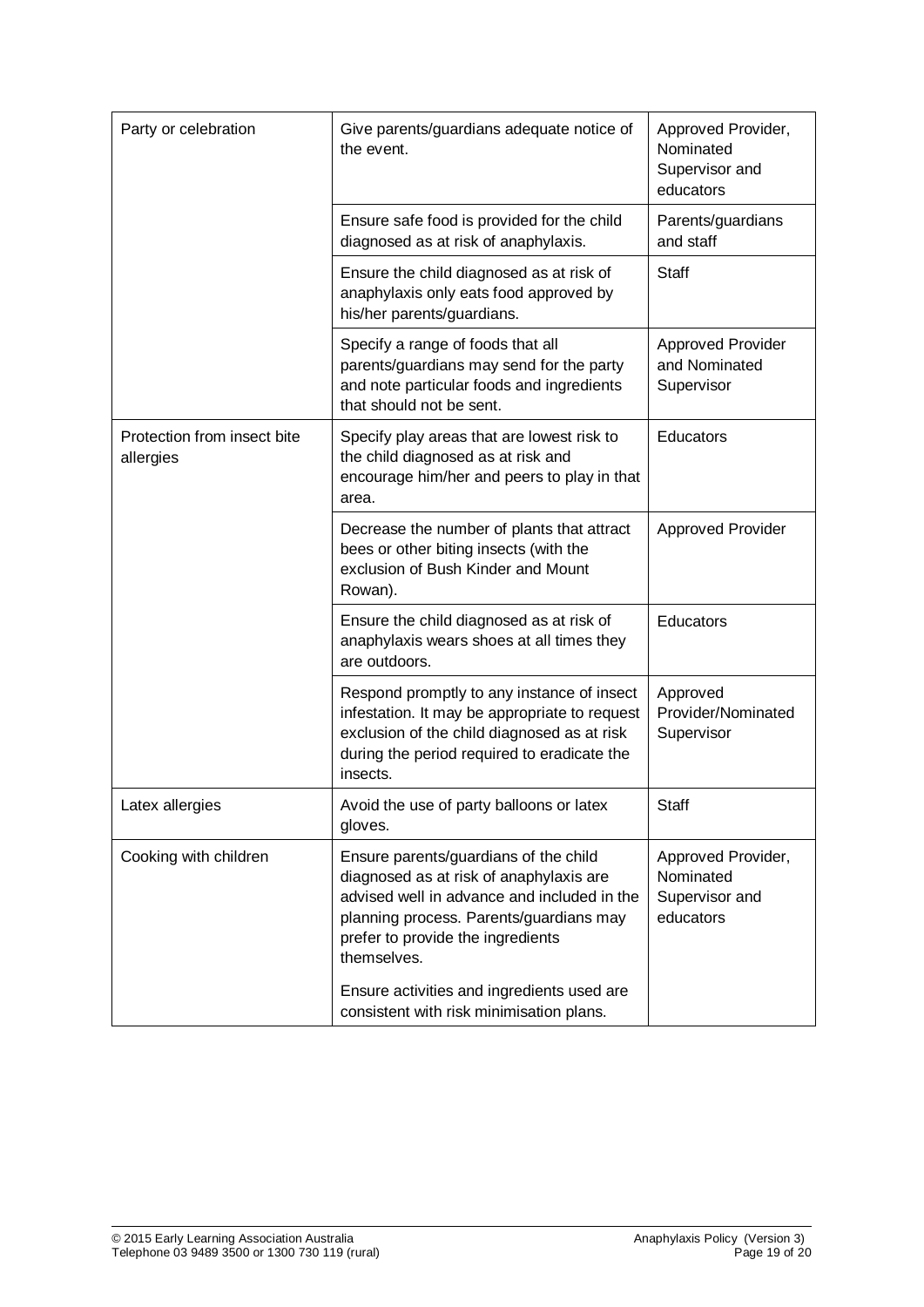| | | |
|---|---|---|
| Party or celebration | Give parents/guardians adequate notice of the event. | Approved Provider, Nominated Supervisor and educators |
| | Ensure safe food is provided for the child diagnosed as at risk of anaphylaxis. | Parents/guardians and staff |
| | Ensure the child diagnosed as at risk of anaphylaxis only eats food approved by his/her parents/guardians. | Staff |
| | Specify a range of foods that all parents/guardians may send for the party and note particular foods and ingredients that should not be sent. | Approved Provider and Nominated Supervisor |
| Protection from insect bite allergies | Specify play areas that are lowest risk to the child diagnosed as at risk and encourage him/her and peers to play in that area. | Educators |
| | Decrease the number of plants that attract bees or other biting insects (with the exclusion of Bush Kinder and Mount Rowan). | Approved Provider |
| | Ensure the child diagnosed as at risk of anaphylaxis wears shoes at all times they are outdoors. | Educators |
| | Respond promptly to any instance of insect infestation. It may be appropriate to request exclusion of the child diagnosed as at risk during the period required to eradicate the insects. | Approved Provider/Nominated Supervisor |
| Latex allergies | Avoid the use of party balloons or latex gloves. | Staff |
| Cooking with children | Ensure parents/guardians of the child diagnosed as at risk of anaphylaxis are advised well in advance and included in the planning process. Parents/guardians may prefer to provide the ingredients themselves.<br><br>Ensure activities and ingredients used are consistent with risk minimisation plans. | Approved Provider, Nominated Supervisor and educators |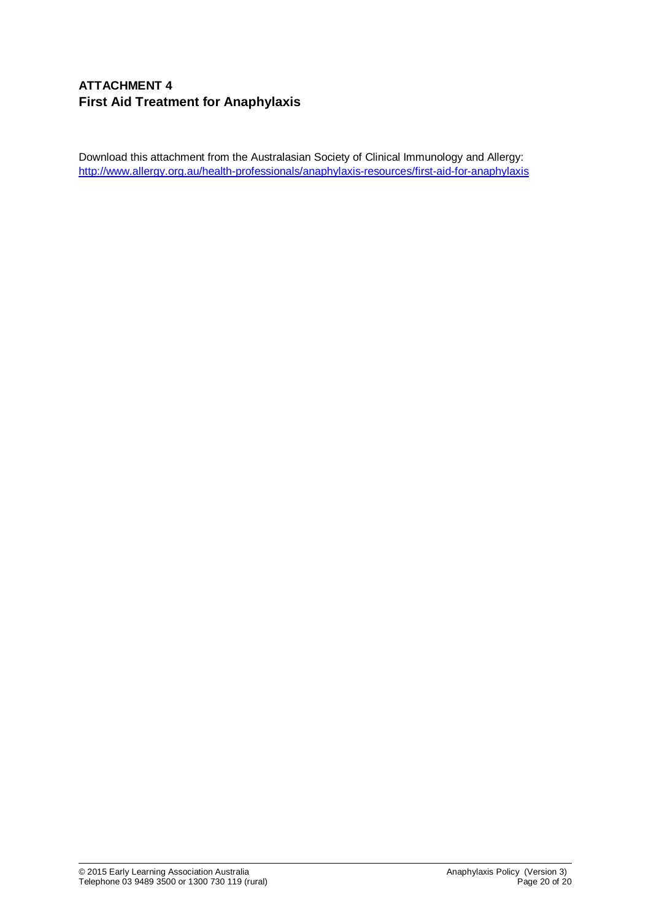## ATTACHMENT 4
## First Aid Treatment for Anaphylaxis

Download this attachment from the Australasian Society of Clinical Immunology and Allergy: [http://www.allergy.org.au/health-professionals/anaphylaxis-resources/first-aid-for-anaphylaxis](http://www.allergy.org.au/health-professionals/anaphylaxis-resources/first-aid-for-anaphylaxis)